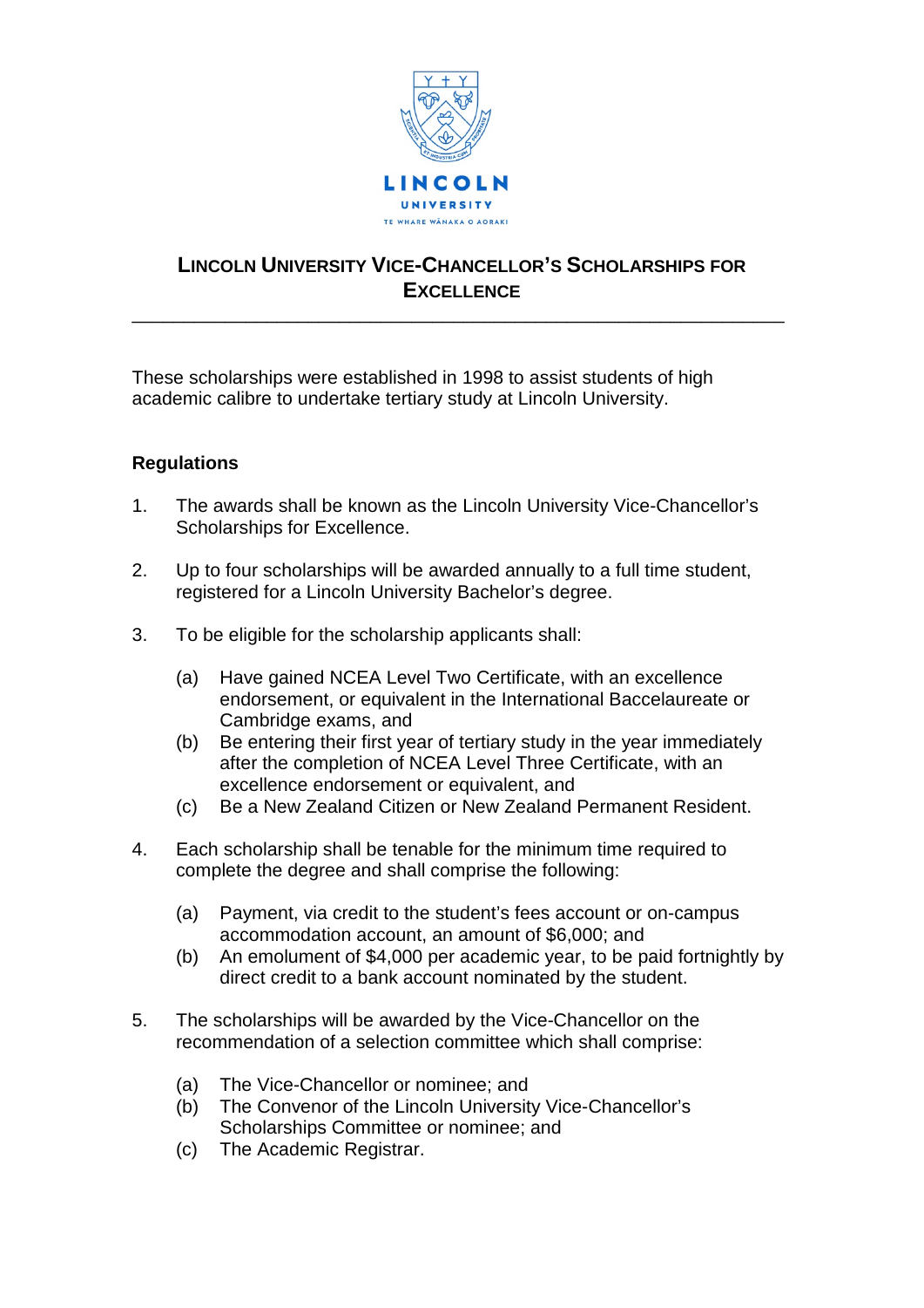# Lincoln University Vice-Chancellor's Scholarships for Excellence

These scholarships were established in 1998 to assist students of high academic calibre to undertake tertiary study at Lincoln University.

## Regulations

1. The awards shall be known as the Lincoln University Vice-Chancellor's Scholarships for Excellence.

2. Up to four scholarships will be awarded annually to a full time student, registered for a Lincoln University Bachelor's degree.

3. To be eligible for the scholarship applicants shall:

   (a) Have gained NCEA Level Two Certificate, with an excellence endorsement, or equivalent in the International Baccelaureate or Cambridge exams, and
   (b) Be entering their first year of tertiary study in the year immediately after the completion of NCEA Level Three Certificate, with an excellence endorsement or equivalent, and
   (c) Be a New Zealand Citizen or New Zealand Permanent Resident.

4. Each scholarship shall be tenable for the minimum time required to complete the degree and shall comprise the following:

   (a) Payment, via credit to the student's fees account or on-campus accommodation account, an amount of $6,000; and
   (b) An emolument of $4,000 per academic year, to be paid fortnightly by direct credit to a bank account nominated by the student.

5. The scholarships will be awarded by the Vice-Chancellor on the recommendation of a selection committee which shall comprise:

   (a) The Vice-Chancellor or nominee; and
   (b) The Convenor of the Lincoln University Vice-Chancellor's Scholarships Committee or nominee; and
   (c) The Academic Registrar.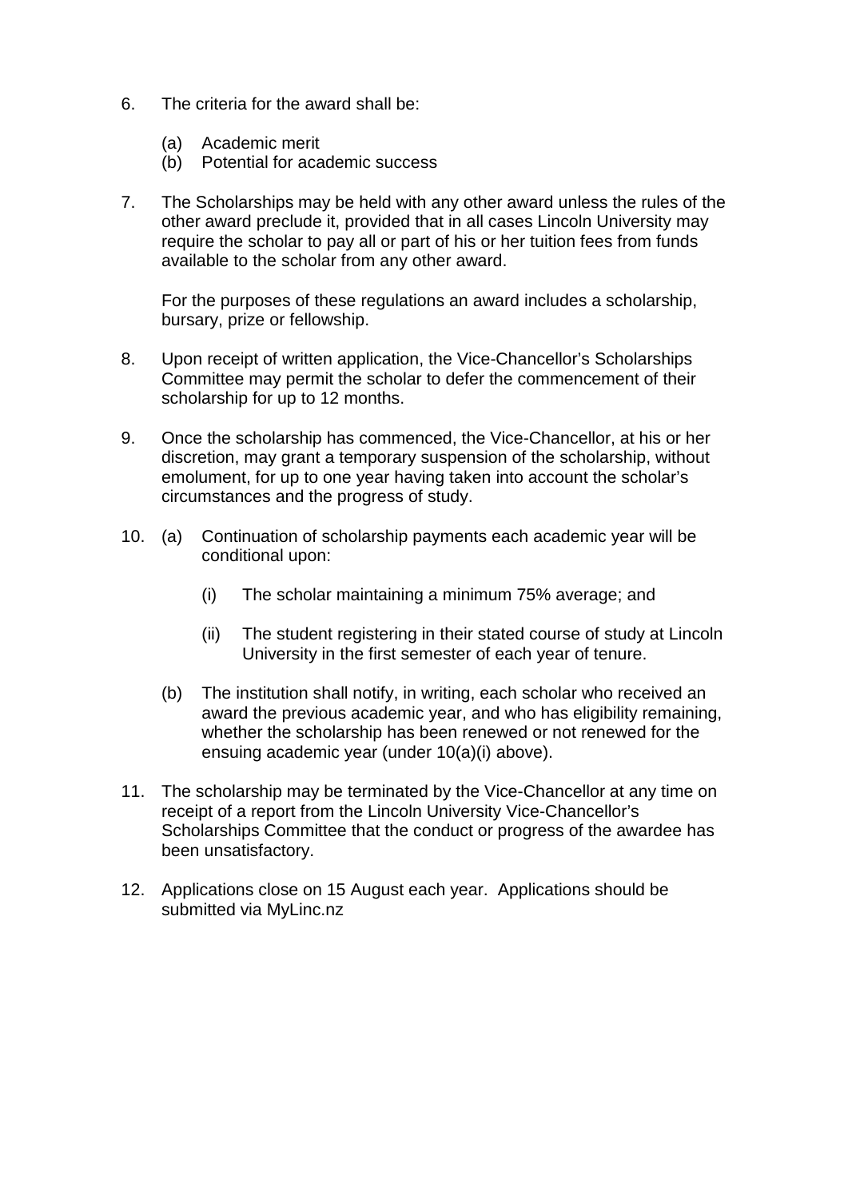6. The criteria for the award shall be:

   (a) Academic merit
   (b) Potential for academic success

7. The Scholarships may be held with any other award unless the rules of the other award preclude it, provided that in all cases Lincoln University may require the scholar to pay all or part of his or her tuition fees from funds available to the scholar from any other award.

   For the purposes of these regulations an award includes a scholarship, bursary, prize or fellowship.

8. Upon receipt of written application, the Vice-Chancellor's Scholarships Committee may permit the scholar to defer the commencement of their scholarship for up to 12 months.

9. Once the scholarship has commenced, the Vice-Chancellor, at his or her discretion, may grant a temporary suspension of the scholarship, without emolument, for up to one year having taken into account the scholar's circumstances and the progress of study.

10. (a) Continuation of scholarship payments each academic year will be conditional upon:

       (i) The scholar maintaining a minimum 75% average; and

       (ii) The student registering in their stated course of study at Lincoln University in the first semester of each year of tenure.

    (b) The institution shall notify, in writing, each scholar who received an award the previous academic year, and who has eligibility remaining, whether the scholarship has been renewed or not renewed for the ensuing academic year (under 10(a)(i) above).

11. The scholarship may be terminated by the Vice-Chancellor at any time on receipt of a report from the Lincoln University Vice-Chancellor's Scholarships Committee that the conduct or progress of the awardee has been unsatisfactory.

12. Applications close on 15 August each year. Applications should be submitted via MyLinc.nz